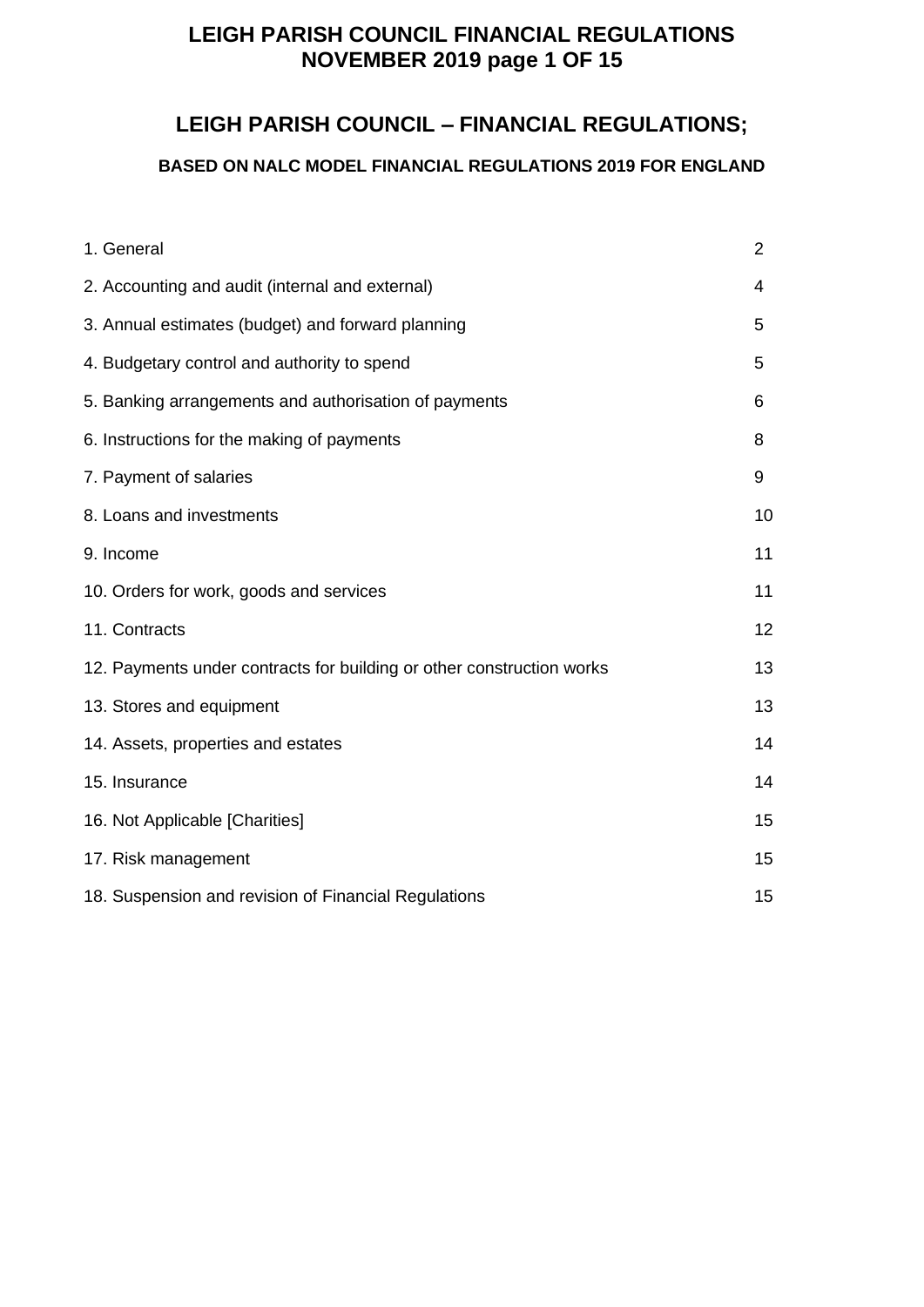# LEIGH PARISH COUNCIL – FINANCIAL REGULATIONS;

### BASED ON NALC MODEL FINANCIAL REGULATIONS 2019 FOR ENGLAND

| | |
|---|---|
| 1. General | 2 |
| 2. Accounting and audit (internal and external) | 4 |
| 3. Annual estimates (budget) and forward planning | 5 |
| 4. Budgetary control and authority to spend | 5 |
| 5. Banking arrangements and authorisation of payments | 6 |
| 6. Instructions for the making of payments | 8 |
| 7. Payment of salaries | 9 |
| 8. Loans and investments | 10 |
| 9. Income | 11 |
| 10. Orders for work, goods and services | 11 |
| 11. Contracts | 12 |
| 12. Payments under contracts for building or other construction works | 13 |
| 13. Stores and equipment | 13 |
| 14. Assets, properties and estates | 14 |
| 15. Insurance | 14 |
| 16. Not Applicable [Charities] | 15 |
| 17. Risk management | 15 |
| 18. Suspension and revision of Financial Regulations | 15 |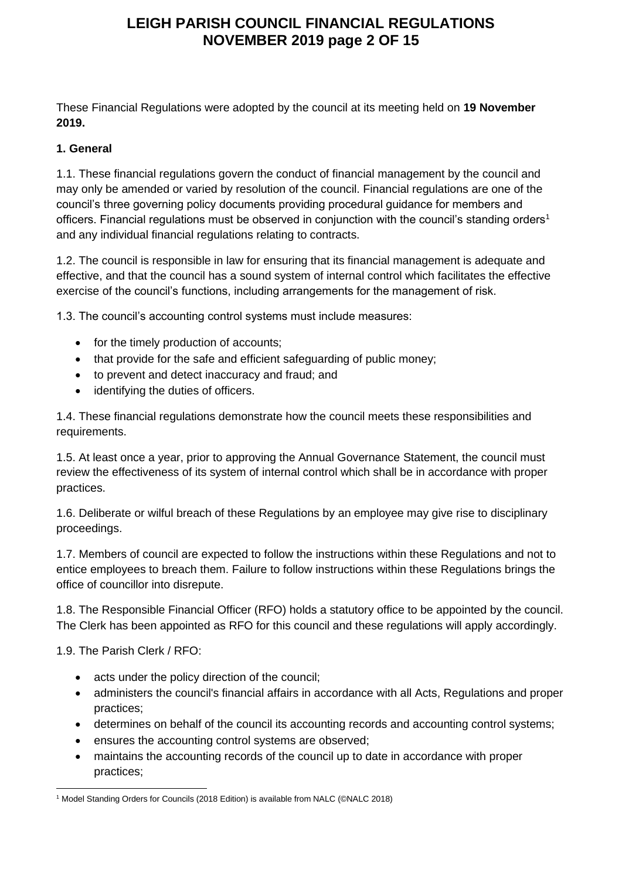These Financial Regulations were adopted by the council at its meeting held on **19 November 2019.**

**1. General**

1.1. These financial regulations govern the conduct of financial management by the council and may only be amended or varied by resolution of the council. Financial regulations are one of the council's three governing policy documents providing procedural guidance for members and officers. Financial regulations must be observed in conjunction with the council's standing orders[1] and any individual financial regulations relating to contracts.

1.2. The council is responsible in law for ensuring that its financial management is adequate and effective, and that the council has a sound system of internal control which facilitates the effective exercise of the council's functions, including arrangements for the management of risk.

1.3. The council's accounting control systems must include measures:

- for the timely production of accounts;
- that provide for the safe and efficient safeguarding of public money;
- to prevent and detect inaccuracy and fraud; and
- identifying the duties of officers.

1.4. These financial regulations demonstrate how the council meets these responsibilities and requirements.

1.5. At least once a year, prior to approving the Annual Governance Statement, the council must review the effectiveness of its system of internal control which shall be in accordance with proper practices.

1.6. Deliberate or wilful breach of these Regulations by an employee may give rise to disciplinary proceedings.

1.7. Members of council are expected to follow the instructions within these Regulations and not to entice employees to breach them. Failure to follow instructions within these Regulations brings the office of councillor into disrepute.

1.8. The Responsible Financial Officer (RFO) holds a statutory office to be appointed by the council. The Clerk has been appointed as RFO for this council and these regulations will apply accordingly.

1.9. The Parish Clerk / RFO:

- acts under the policy direction of the council;
- administers the council's financial affairs in accordance with all Acts, Regulations and proper practices;
- determines on behalf of the council its accounting records and accounting control systems;
- ensures the accounting control systems are observed;
- maintains the accounting records of the council up to date in accordance with proper practices;

[1] Model Standing Orders for Councils (2018 Edition) is available from NALC (©NALC 2018)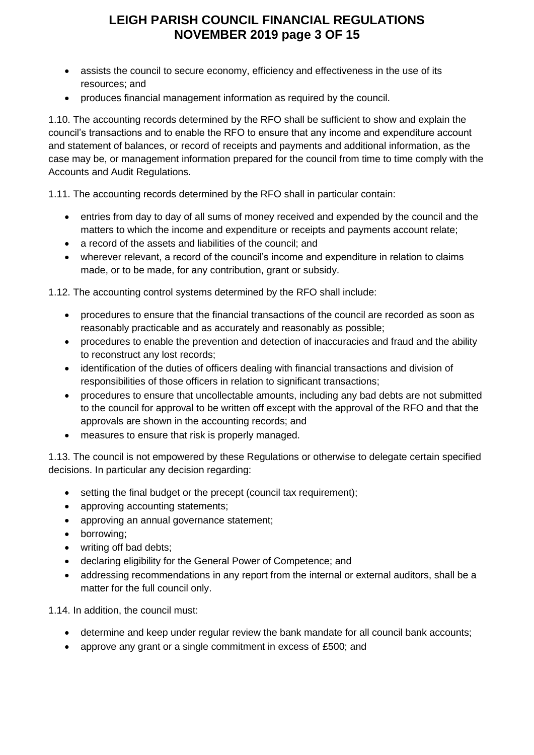- assists the council to secure economy, efficiency and effectiveness in the use of its resources; and
- produces financial management information as required by the council.

1.10. The accounting records determined by the RFO shall be sufficient to show and explain the council's transactions and to enable the RFO to ensure that any income and expenditure account and statement of balances, or record of receipts and payments and additional information, as the case may be, or management information prepared for the council from time to time comply with the Accounts and Audit Regulations.

1.11. The accounting records determined by the RFO shall in particular contain:

- entries from day to day of all sums of money received and expended by the council and the matters to which the income and expenditure or receipts and payments account relate;
- a record of the assets and liabilities of the council; and
- wherever relevant, a record of the council's income and expenditure in relation to claims made, or to be made, for any contribution, grant or subsidy.

1.12. The accounting control systems determined by the RFO shall include:

- procedures to ensure that the financial transactions of the council are recorded as soon as reasonably practicable and as accurately and reasonably as possible;
- procedures to enable the prevention and detection of inaccuracies and fraud and the ability to reconstruct any lost records;
- identification of the duties of officers dealing with financial transactions and division of responsibilities of those officers in relation to significant transactions;
- procedures to ensure that uncollectable amounts, including any bad debts are not submitted to the council for approval to be written off except with the approval of the RFO and that the approvals are shown in the accounting records; and
- measures to ensure that risk is properly managed.

1.13. The council is not empowered by these Regulations or otherwise to delegate certain specified decisions. In particular any decision regarding:

- setting the final budget or the precept (council tax requirement);
- approving accounting statements;
- approving an annual governance statement;
- borrowing;
- writing off bad debts;
- declaring eligibility for the General Power of Competence; and
- addressing recommendations in any report from the internal or external auditors, shall be a matter for the full council only.

1.14. In addition, the council must:

- determine and keep under regular review the bank mandate for all council bank accounts;
- approve any grant or a single commitment in excess of £500; and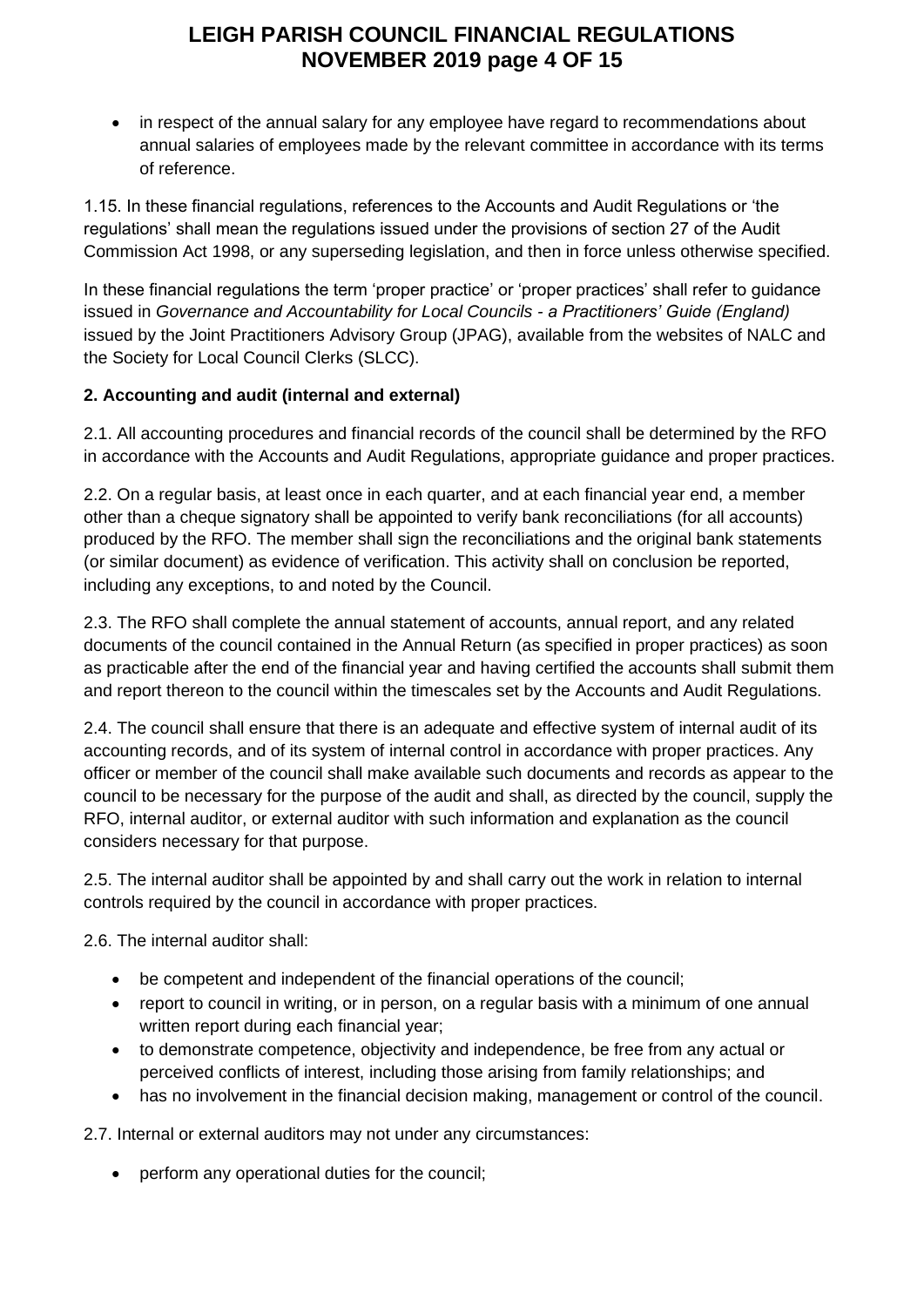- in respect of the annual salary for any employee have regard to recommendations about annual salaries of employees made by the relevant committee in accordance with its terms of reference.

1.15. In these financial regulations, references to the Accounts and Audit Regulations or 'the regulations' shall mean the regulations issued under the provisions of section 27 of the Audit Commission Act 1998, or any superseding legislation, and then in force unless otherwise specified.

In these financial regulations the term 'proper practice' or 'proper practices' shall refer to guidance issued in *Governance and Accountability for Local Councils - a Practitioners' Guide (England)* issued by the Joint Practitioners Advisory Group (JPAG), available from the websites of NALC and the Society for Local Council Clerks (SLCC).

**2. Accounting and audit (internal and external)**

2.1. All accounting procedures and financial records of the council shall be determined by the RFO in accordance with the Accounts and Audit Regulations, appropriate guidance and proper practices.

2.2. On a regular basis, at least once in each quarter, and at each financial year end, a member other than a cheque signatory shall be appointed to verify bank reconciliations (for all accounts) produced by the RFO. The member shall sign the reconciliations and the original bank statements (or similar document) as evidence of verification. This activity shall on conclusion be reported, including any exceptions, to and noted by the Council.

2.3. The RFO shall complete the annual statement of accounts, annual report, and any related documents of the council contained in the Annual Return (as specified in proper practices) as soon as practicable after the end of the financial year and having certified the accounts shall submit them and report thereon to the council within the timescales set by the Accounts and Audit Regulations.

2.4. The council shall ensure that there is an adequate and effective system of internal audit of its accounting records, and of its system of internal control in accordance with proper practices. Any officer or member of the council shall make available such documents and records as appear to the council to be necessary for the purpose of the audit and shall, as directed by the council, supply the RFO, internal auditor, or external auditor with such information and explanation as the council considers necessary for that purpose.

2.5. The internal auditor shall be appointed by and shall carry out the work in relation to internal controls required by the council in accordance with proper practices.

2.6. The internal auditor shall:

- be competent and independent of the financial operations of the council;
- report to council in writing, or in person, on a regular basis with a minimum of one annual written report during each financial year;
- to demonstrate competence, objectivity and independence, be free from any actual or perceived conflicts of interest, including those arising from family relationships; and
- has no involvement in the financial decision making, management or control of the council.

2.7. Internal or external auditors may not under any circumstances:

- perform any operational duties for the council;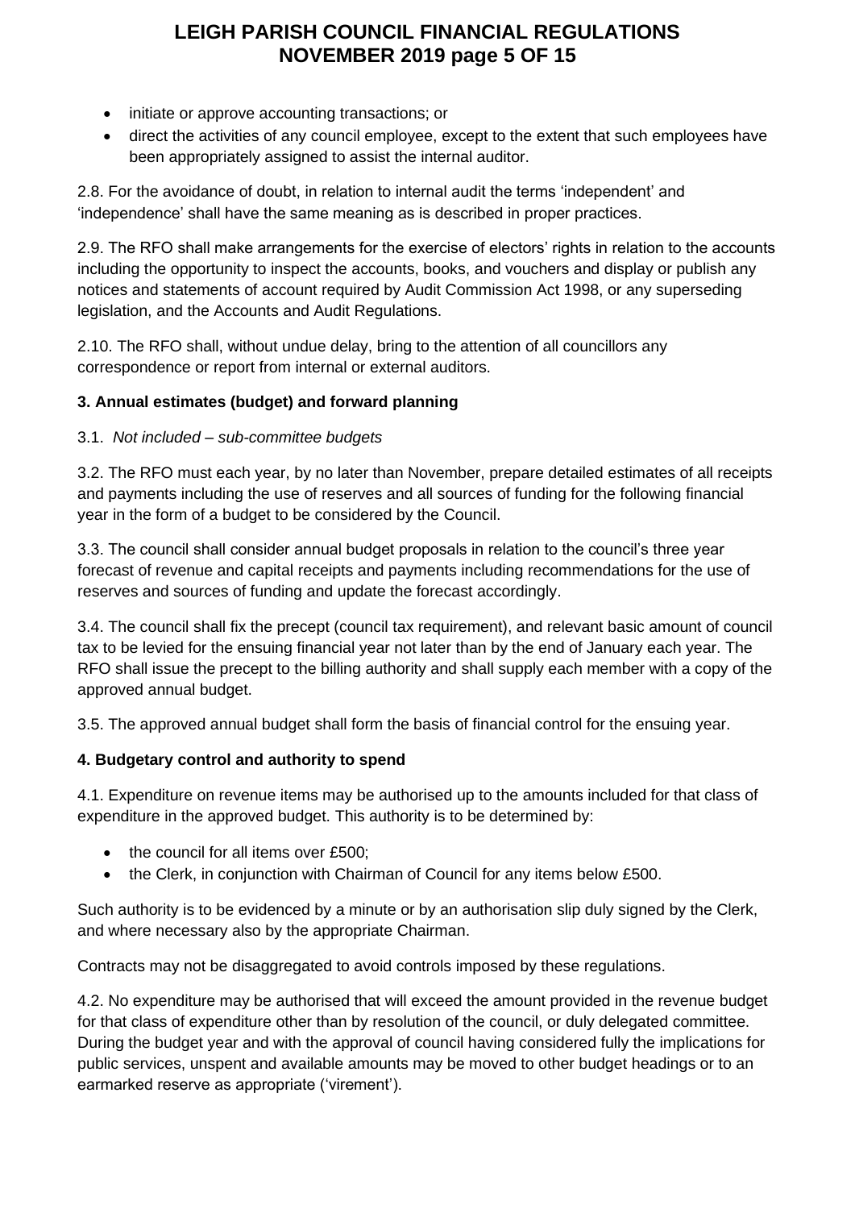- initiate or approve accounting transactions; or
- direct the activities of any council employee, except to the extent that such employees have been appropriately assigned to assist the internal auditor.

2.8. For the avoidance of doubt, in relation to internal audit the terms 'independent' and 'independence' shall have the same meaning as is described in proper practices.

2.9. The RFO shall make arrangements for the exercise of electors' rights in relation to the accounts including the opportunity to inspect the accounts, books, and vouchers and display or publish any notices and statements of account required by Audit Commission Act 1998, or any superseding legislation, and the Accounts and Audit Regulations.

2.10. The RFO shall, without undue delay, bring to the attention of all councillors any correspondence or report from internal or external auditors.

### 3. Annual estimates (budget) and forward planning

3.1. *Not included – sub-committee budgets*

3.2. The RFO must each year, by no later than November, prepare detailed estimates of all receipts and payments including the use of reserves and all sources of funding for the following financial year in the form of a budget to be considered by the Council.

3.3. The council shall consider annual budget proposals in relation to the council's three year forecast of revenue and capital receipts and payments including recommendations for the use of reserves and sources of funding and update the forecast accordingly.

3.4. The council shall fix the precept (council tax requirement), and relevant basic amount of council tax to be levied for the ensuing financial year not later than by the end of January each year. The RFO shall issue the precept to the billing authority and shall supply each member with a copy of the approved annual budget.

3.5. The approved annual budget shall form the basis of financial control for the ensuing year.

### 4. Budgetary control and authority to spend

4.1. Expenditure on revenue items may be authorised up to the amounts included for that class of expenditure in the approved budget. This authority is to be determined by:

- the council for all items over £500;
- the Clerk, in conjunction with Chairman of Council for any items below £500.

Such authority is to be evidenced by a minute or by an authorisation slip duly signed by the Clerk, and where necessary also by the appropriate Chairman.

Contracts may not be disaggregated to avoid controls imposed by these regulations.

4.2. No expenditure may be authorised that will exceed the amount provided in the revenue budget for that class of expenditure other than by resolution of the council, or duly delegated committee. During the budget year and with the approval of council having considered fully the implications for public services, unspent and available amounts may be moved to other budget headings or to an earmarked reserve as appropriate ('virement').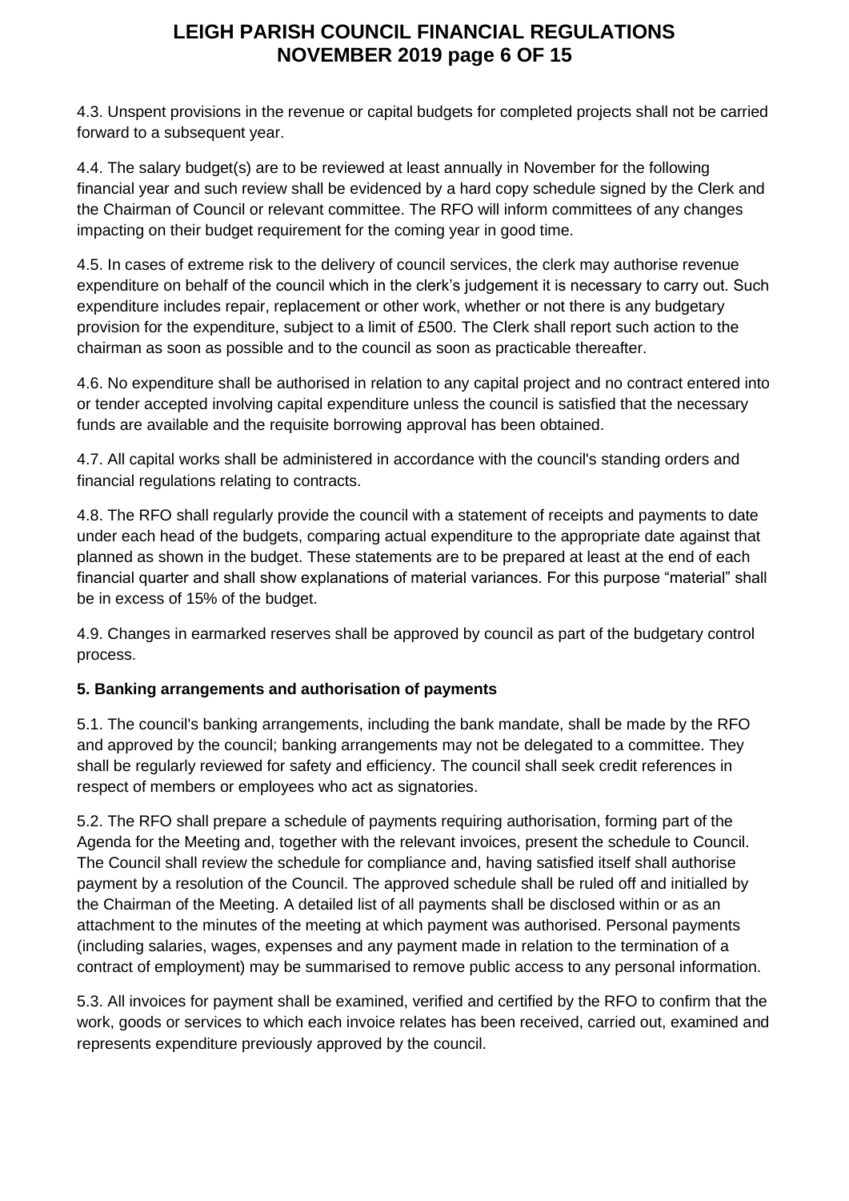4.3. Unspent provisions in the revenue or capital budgets for completed projects shall not be carried forward to a subsequent year.

4.4. The salary budget(s) are to be reviewed at least annually in November for the following financial year and such review shall be evidenced by a hard copy schedule signed by the Clerk and the Chairman of Council or relevant committee. The RFO will inform committees of any changes impacting on their budget requirement for the coming year in good time.

4.5. In cases of extreme risk to the delivery of council services, the clerk may authorise revenue expenditure on behalf of the council which in the clerk's judgement it is necessary to carry out. Such expenditure includes repair, replacement or other work, whether or not there is any budgetary provision for the expenditure, subject to a limit of £500. The Clerk shall report such action to the chairman as soon as possible and to the council as soon as practicable thereafter.

4.6. No expenditure shall be authorised in relation to any capital project and no contract entered into or tender accepted involving capital expenditure unless the council is satisfied that the necessary funds are available and the requisite borrowing approval has been obtained.

4.7. All capital works shall be administered in accordance with the council's standing orders and financial regulations relating to contracts.

4.8. The RFO shall regularly provide the council with a statement of receipts and payments to date under each head of the budgets, comparing actual expenditure to the appropriate date against that planned as shown in the budget. These statements are to be prepared at least at the end of each financial quarter and shall show explanations of material variances. For this purpose "material" shall be in excess of 15% of the budget.

4.9. Changes in earmarked reserves shall be approved by council as part of the budgetary control process.

**5. Banking arrangements and authorisation of payments**

5.1. The council's banking arrangements, including the bank mandate, shall be made by the RFO and approved by the council; banking arrangements may not be delegated to a committee. They shall be regularly reviewed for safety and efficiency. The council shall seek credit references in respect of members or employees who act as signatories.

5.2. The RFO shall prepare a schedule of payments requiring authorisation, forming part of the Agenda for the Meeting and, together with the relevant invoices, present the schedule to Council. The Council shall review the schedule for compliance and, having satisfied itself shall authorise payment by a resolution of the Council. The approved schedule shall be ruled off and initialled by the Chairman of the Meeting. A detailed list of all payments shall be disclosed within or as an attachment to the minutes of the meeting at which payment was authorised. Personal payments (including salaries, wages, expenses and any payment made in relation to the termination of a contract of employment) may be summarised to remove public access to any personal information.

5.3. All invoices for payment shall be examined, verified and certified by the RFO to confirm that the work, goods or services to which each invoice relates has been received, carried out, examined and represents expenditure previously approved by the council.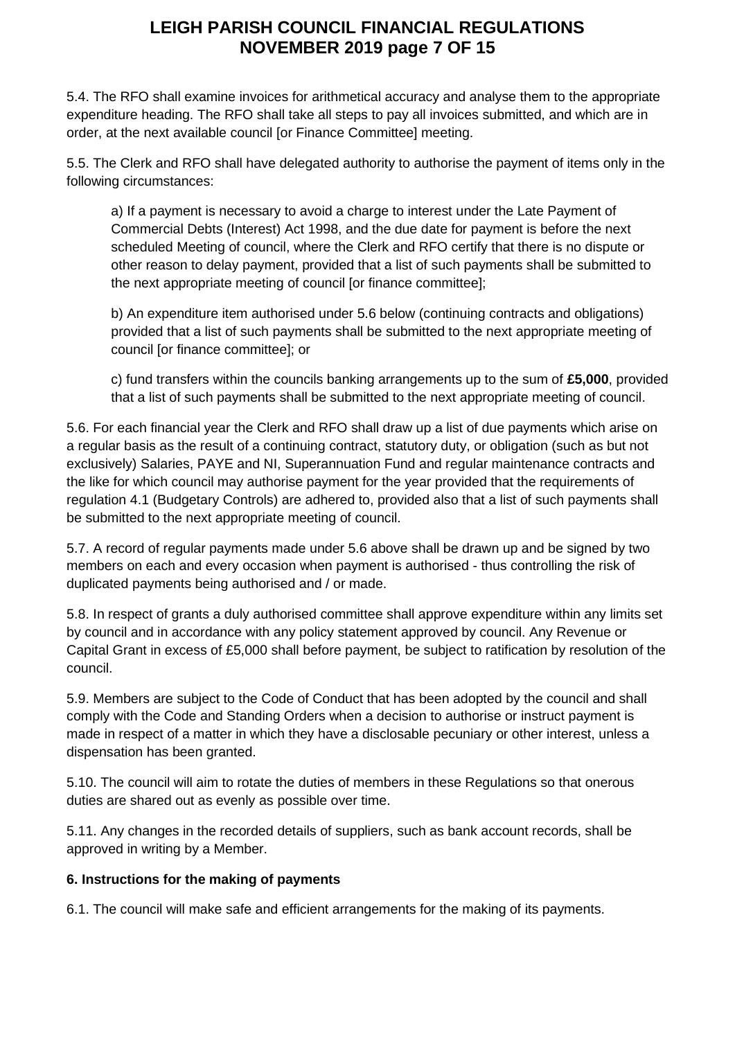5.4. The RFO shall examine invoices for arithmetical accuracy and analyse them to the appropriate expenditure heading. The RFO shall take all steps to pay all invoices submitted, and which are in order, at the next available council [or Finance Committee] meeting.

5.5. The Clerk and RFO shall have delegated authority to authorise the payment of items only in the following circumstances:

a) If a payment is necessary to avoid a charge to interest under the Late Payment of Commercial Debts (Interest) Act 1998, and the due date for payment is before the next scheduled Meeting of council, where the Clerk and RFO certify that there is no dispute or other reason to delay payment, provided that a list of such payments shall be submitted to the next appropriate meeting of council [or finance committee];

b) An expenditure item authorised under 5.6 below (continuing contracts and obligations) provided that a list of such payments shall be submitted to the next appropriate meeting of council [or finance committee]; or

c) fund transfers within the councils banking arrangements up to the sum of **£5,000**, provided that a list of such payments shall be submitted to the next appropriate meeting of council.

5.6. For each financial year the Clerk and RFO shall draw up a list of due payments which arise on a regular basis as the result of a continuing contract, statutory duty, or obligation (such as but not exclusively) Salaries, PAYE and NI, Superannuation Fund and regular maintenance contracts and the like for which council may authorise payment for the year provided that the requirements of regulation 4.1 (Budgetary Controls) are adhered to, provided also that a list of such payments shall be submitted to the next appropriate meeting of council.

5.7. A record of regular payments made under 5.6 above shall be drawn up and be signed by two members on each and every occasion when payment is authorised - thus controlling the risk of duplicated payments being authorised and / or made.

5.8. In respect of grants a duly authorised committee shall approve expenditure within any limits set by council and in accordance with any policy statement approved by council. Any Revenue or Capital Grant in excess of £5,000 shall before payment, be subject to ratification by resolution of the council.

5.9. Members are subject to the Code of Conduct that has been adopted by the council and shall comply with the Code and Standing Orders when a decision to authorise or instruct payment is made in respect of a matter in which they have a disclosable pecuniary or other interest, unless a dispensation has been granted.

5.10. The council will aim to rotate the duties of members in these Regulations so that onerous duties are shared out as evenly as possible over time.

5.11. Any changes in the recorded details of suppliers, such as bank account records, shall be approved in writing by a Member.

**6. Instructions for the making of payments**

6.1. The council will make safe and efficient arrangements for the making of its payments.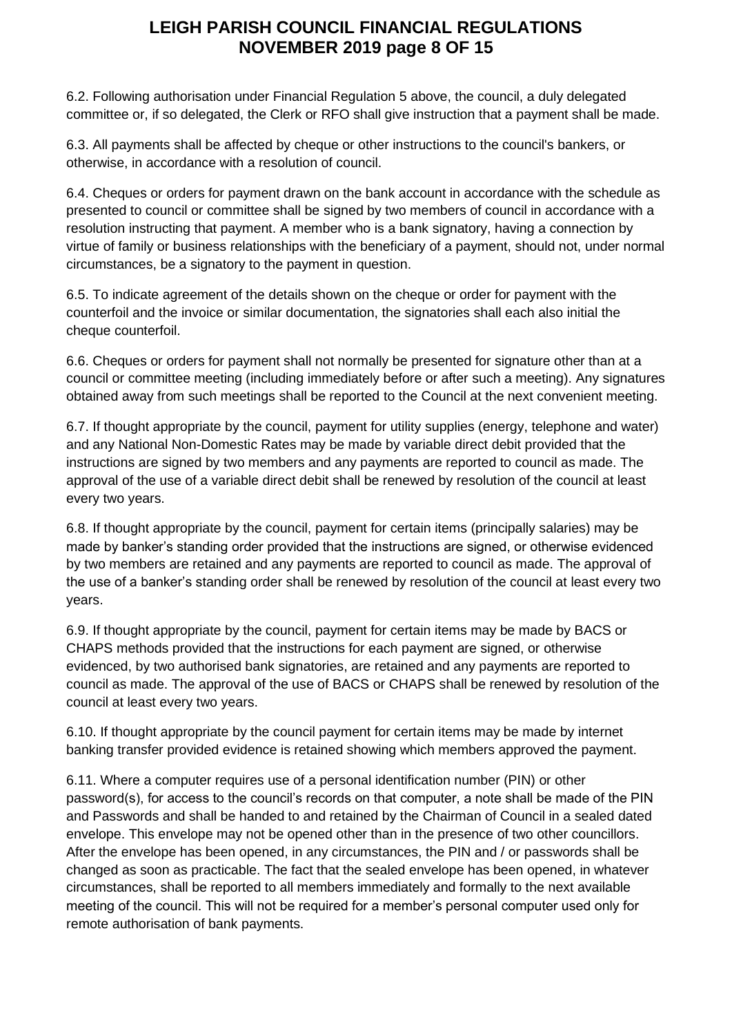6.2. Following authorisation under Financial Regulation 5 above, the council, a duly delegated committee or, if so delegated, the Clerk or RFO shall give instruction that a payment shall be made.

6.3. All payments shall be affected by cheque or other instructions to the council's bankers, or otherwise, in accordance with a resolution of council.

6.4. Cheques or orders for payment drawn on the bank account in accordance with the schedule as presented to council or committee shall be signed by two members of council in accordance with a resolution instructing that payment. A member who is a bank signatory, having a connection by virtue of family or business relationships with the beneficiary of a payment, should not, under normal circumstances, be a signatory to the payment in question.

6.5. To indicate agreement of the details shown on the cheque or order for payment with the counterfoil and the invoice or similar documentation, the signatories shall each also initial the cheque counterfoil.

6.6. Cheques or orders for payment shall not normally be presented for signature other than at a council or committee meeting (including immediately before or after such a meeting). Any signatures obtained away from such meetings shall be reported to the Council at the next convenient meeting.

6.7. If thought appropriate by the council, payment for utility supplies (energy, telephone and water) and any National Non-Domestic Rates may be made by variable direct debit provided that the instructions are signed by two members and any payments are reported to council as made. The approval of the use of a variable direct debit shall be renewed by resolution of the council at least every two years.

6.8. If thought appropriate by the council, payment for certain items (principally salaries) may be made by banker's standing order provided that the instructions are signed, or otherwise evidenced by two members are retained and any payments are reported to council as made. The approval of the use of a banker's standing order shall be renewed by resolution of the council at least every two years.

6.9. If thought appropriate by the council, payment for certain items may be made by BACS or CHAPS methods provided that the instructions for each payment are signed, or otherwise evidenced, by two authorised bank signatories, are retained and any payments are reported to council as made. The approval of the use of BACS or CHAPS shall be renewed by resolution of the council at least every two years.

6.10. If thought appropriate by the council payment for certain items may be made by internet banking transfer provided evidence is retained showing which members approved the payment.

6.11. Where a computer requires use of a personal identification number (PIN) or other password(s), for access to the council's records on that computer, a note shall be made of the PIN and Passwords and shall be handed to and retained by the Chairman of Council in a sealed dated envelope. This envelope may not be opened other than in the presence of two other councillors. After the envelope has been opened, in any circumstances, the PIN and / or passwords shall be changed as soon as practicable. The fact that the sealed envelope has been opened, in whatever circumstances, shall be reported to all members immediately and formally to the next available meeting of the council. This will not be required for a member's personal computer used only for remote authorisation of bank payments.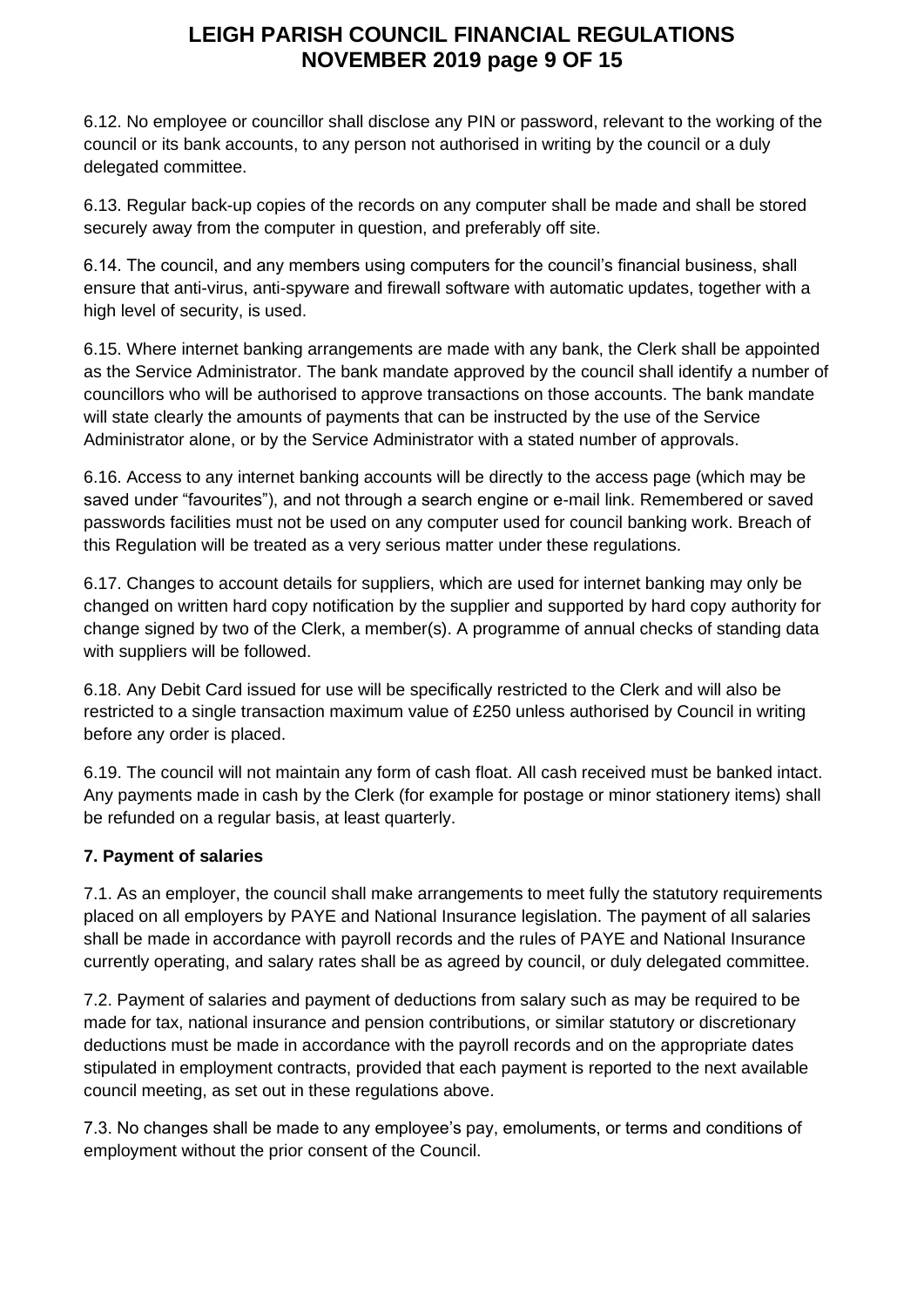6.12. No employee or councillor shall disclose any PIN or password, relevant to the working of the council or its bank accounts, to any person not authorised in writing by the council or a duly delegated committee.

6.13. Regular back-up copies of the records on any computer shall be made and shall be stored securely away from the computer in question, and preferably off site.

6.14. The council, and any members using computers for the council's financial business, shall ensure that anti-virus, anti-spyware and firewall software with automatic updates, together with a high level of security, is used.

6.15. Where internet banking arrangements are made with any bank, the Clerk shall be appointed as the Service Administrator. The bank mandate approved by the council shall identify a number of councillors who will be authorised to approve transactions on those accounts. The bank mandate will state clearly the amounts of payments that can be instructed by the use of the Service Administrator alone, or by the Service Administrator with a stated number of approvals.

6.16. Access to any internet banking accounts will be directly to the access page (which may be saved under "favourites"), and not through a search engine or e-mail link. Remembered or saved passwords facilities must not be used on any computer used for council banking work. Breach of this Regulation will be treated as a very serious matter under these regulations.

6.17. Changes to account details for suppliers, which are used for internet banking may only be changed on written hard copy notification by the supplier and supported by hard copy authority for change signed by two of the Clerk, a member(s). A programme of annual checks of standing data with suppliers will be followed.

6.18. Any Debit Card issued for use will be specifically restricted to the Clerk and will also be restricted to a single transaction maximum value of £250 unless authorised by Council in writing before any order is placed.

6.19. The council will not maintain any form of cash float. All cash received must be banked intact. Any payments made in cash by the Clerk (for example for postage or minor stationery items) shall be refunded on a regular basis, at least quarterly.

**7. Payment of salaries**

7.1. As an employer, the council shall make arrangements to meet fully the statutory requirements placed on all employers by PAYE and National Insurance legislation. The payment of all salaries shall be made in accordance with payroll records and the rules of PAYE and National Insurance currently operating, and salary rates shall be as agreed by council, or duly delegated committee.

7.2. Payment of salaries and payment of deductions from salary such as may be required to be made for tax, national insurance and pension contributions, or similar statutory or discretionary deductions must be made in accordance with the payroll records and on the appropriate dates stipulated in employment contracts, provided that each payment is reported to the next available council meeting, as set out in these regulations above.

7.3. No changes shall be made to any employee's pay, emoluments, or terms and conditions of employment without the prior consent of the Council.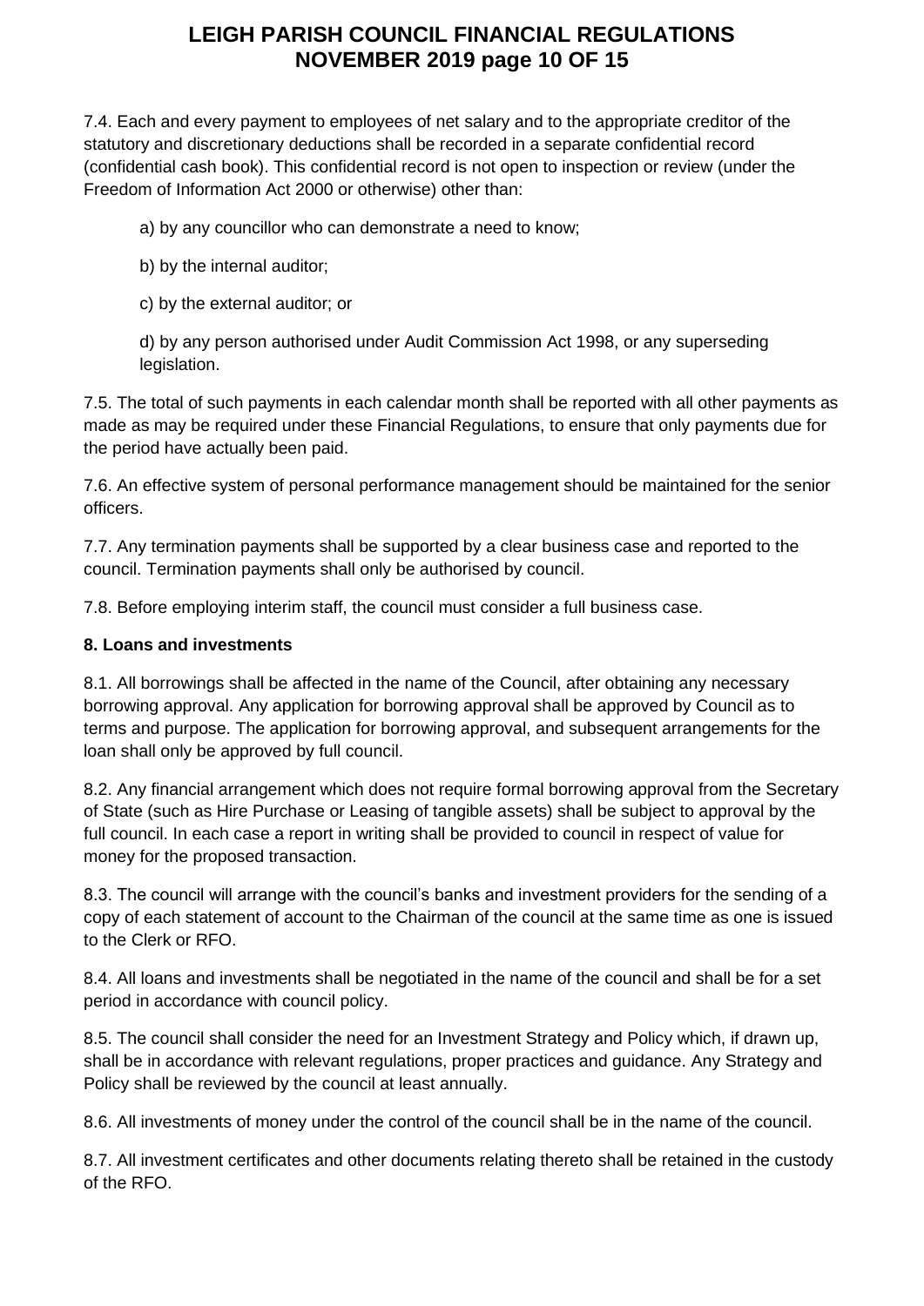7.4. Each and every payment to employees of net salary and to the appropriate creditor of the statutory and discretionary deductions shall be recorded in a separate confidential record (confidential cash book). This confidential record is not open to inspection or review (under the Freedom of Information Act 2000 or otherwise) other than:

a) by any councillor who can demonstrate a need to know;

b) by the internal auditor;

c) by the external auditor; or

d) by any person authorised under Audit Commission Act 1998, or any superseding legislation.

7.5. The total of such payments in each calendar month shall be reported with all other payments as made as may be required under these Financial Regulations, to ensure that only payments due for the period have actually been paid.

7.6. An effective system of personal performance management should be maintained for the senior officers.

7.7. Any termination payments shall be supported by a clear business case and reported to the council. Termination payments shall only be authorised by council.

7.8. Before employing interim staff, the council must consider a full business case.

**8. Loans and investments**

8.1. All borrowings shall be affected in the name of the Council, after obtaining any necessary borrowing approval. Any application for borrowing approval shall be approved by Council as to terms and purpose. The application for borrowing approval, and subsequent arrangements for the loan shall only be approved by full council.

8.2. Any financial arrangement which does not require formal borrowing approval from the Secretary of State (such as Hire Purchase or Leasing of tangible assets) shall be subject to approval by the full council. In each case a report in writing shall be provided to council in respect of value for money for the proposed transaction.

8.3. The council will arrange with the council's banks and investment providers for the sending of a copy of each statement of account to the Chairman of the council at the same time as one is issued to the Clerk or RFO.

8.4. All loans and investments shall be negotiated in the name of the council and shall be for a set period in accordance with council policy.

8.5. The council shall consider the need for an Investment Strategy and Policy which, if drawn up, shall be in accordance with relevant regulations, proper practices and guidance. Any Strategy and Policy shall be reviewed by the council at least annually.

8.6. All investments of money under the control of the council shall be in the name of the council.

8.7. All investment certificates and other documents relating thereto shall be retained in the custody of the RFO.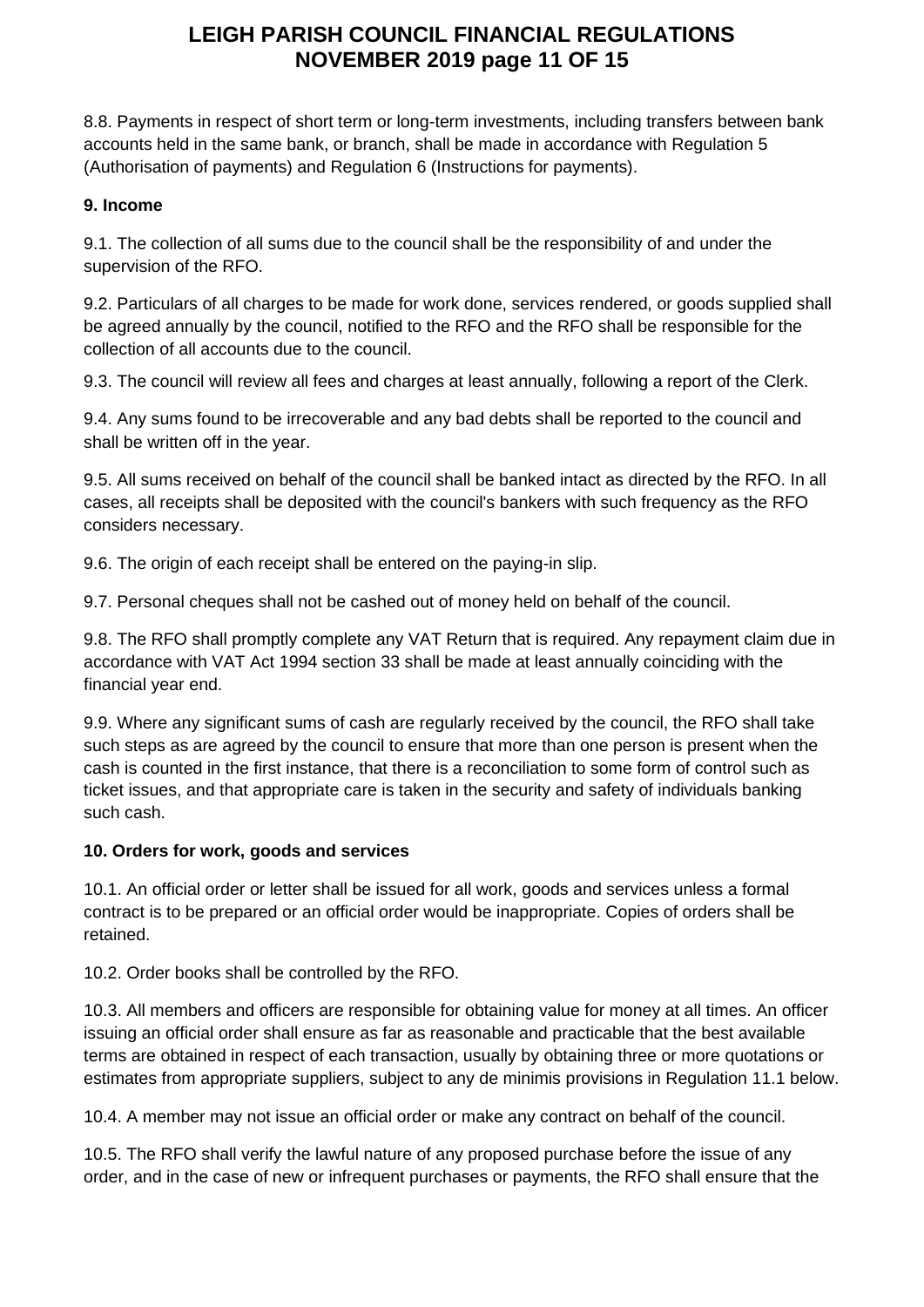8.8. Payments in respect of short term or long-term investments, including transfers between bank accounts held in the same bank, or branch, shall be made in accordance with Regulation 5 (Authorisation of payments) and Regulation 6 (Instructions for payments).

**9. Income**

9.1. The collection of all sums due to the council shall be the responsibility of and under the supervision of the RFO.

9.2. Particulars of all charges to be made for work done, services rendered, or goods supplied shall be agreed annually by the council, notified to the RFO and the RFO shall be responsible for the collection of all accounts due to the council.

9.3. The council will review all fees and charges at least annually, following a report of the Clerk.

9.4. Any sums found to be irrecoverable and any bad debts shall be reported to the council and shall be written off in the year.

9.5. All sums received on behalf of the council shall be banked intact as directed by the RFO. In all cases, all receipts shall be deposited with the council's bankers with such frequency as the RFO considers necessary.

9.6. The origin of each receipt shall be entered on the paying-in slip.

9.7. Personal cheques shall not be cashed out of money held on behalf of the council.

9.8. The RFO shall promptly complete any VAT Return that is required. Any repayment claim due in accordance with VAT Act 1994 section 33 shall be made at least annually coinciding with the financial year end.

9.9. Where any significant sums of cash are regularly received by the council, the RFO shall take such steps as are agreed by the council to ensure that more than one person is present when the cash is counted in the first instance, that there is a reconciliation to some form of control such as ticket issues, and that appropriate care is taken in the security and safety of individuals banking such cash.

**10. Orders for work, goods and services**

10.1. An official order or letter shall be issued for all work, goods and services unless a formal contract is to be prepared or an official order would be inappropriate. Copies of orders shall be retained.

10.2. Order books shall be controlled by the RFO.

10.3. All members and officers are responsible for obtaining value for money at all times. An officer issuing an official order shall ensure as far as reasonable and practicable that the best available terms are obtained in respect of each transaction, usually by obtaining three or more quotations or estimates from appropriate suppliers, subject to any de minimis provisions in Regulation 11.1 below.

10.4. A member may not issue an official order or make any contract on behalf of the council.

10.5. The RFO shall verify the lawful nature of any proposed purchase before the issue of any order, and in the case of new or infrequent purchases or payments, the RFO shall ensure that the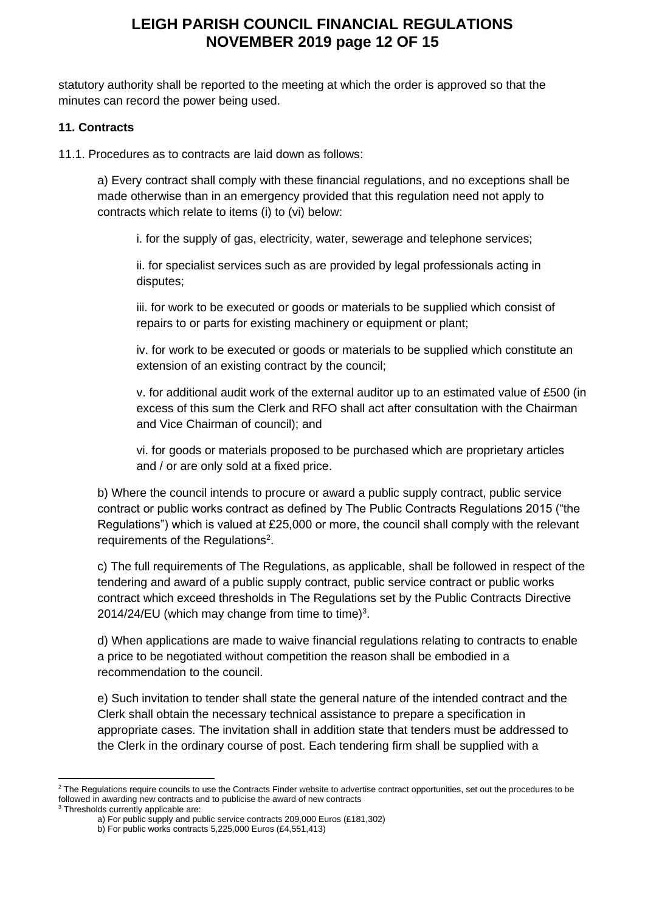statutory authority shall be reported to the meeting at which the order is approved so that the minutes can record the power being used.

**11. Contracts**

11.1. Procedures as to contracts are laid down as follows:

a) Every contract shall comply with these financial regulations, and no exceptions shall be made otherwise than in an emergency provided that this regulation need not apply to contracts which relate to items (i) to (vi) below:

i. for the supply of gas, electricity, water, sewerage and telephone services;

ii. for specialist services such as are provided by legal professionals acting in disputes;

iii. for work to be executed or goods or materials to be supplied which consist of repairs to or parts for existing machinery or equipment or plant;

iv. for work to be executed or goods or materials to be supplied which constitute an extension of an existing contract by the council;

v. for additional audit work of the external auditor up to an estimated value of £500 (in excess of this sum the Clerk and RFO shall act after consultation with the Chairman and Vice Chairman of council); and

vi. for goods or materials proposed to be purchased which are proprietary articles and / or are only sold at a fixed price.

b) Where the council intends to procure or award a public supply contract, public service contract or public works contract as defined by The Public Contracts Regulations 2015 ("the Regulations") which is valued at £25,000 or more, the council shall comply with the relevant requirements of the Regulations[2].

c) The full requirements of The Regulations, as applicable, shall be followed in respect of the tendering and award of a public supply contract, public service contract or public works contract which exceed thresholds in The Regulations set by the Public Contracts Directive 2014/24/EU (which may change from time to time)[3].

d) When applications are made to waive financial regulations relating to contracts to enable a price to be negotiated without competition the reason shall be embodied in a recommendation to the council.

e) Such invitation to tender shall state the general nature of the intended contract and the Clerk shall obtain the necessary technical assistance to prepare a specification in appropriate cases. The invitation shall in addition state that tenders must be addressed to the Clerk in the ordinary course of post. Each tendering firm shall be supplied with a

---

[2] The Regulations require councils to use the Contracts Finder website to advertise contract opportunities, set out the procedures to be followed in awarding new contracts and to publicise the award of new contracts

[3] Thresholds currently applicable are:

a) For public supply and public service contracts 209,000 Euros (£181,302)

b) For public works contracts 5,225,000 Euros (£4,551,413)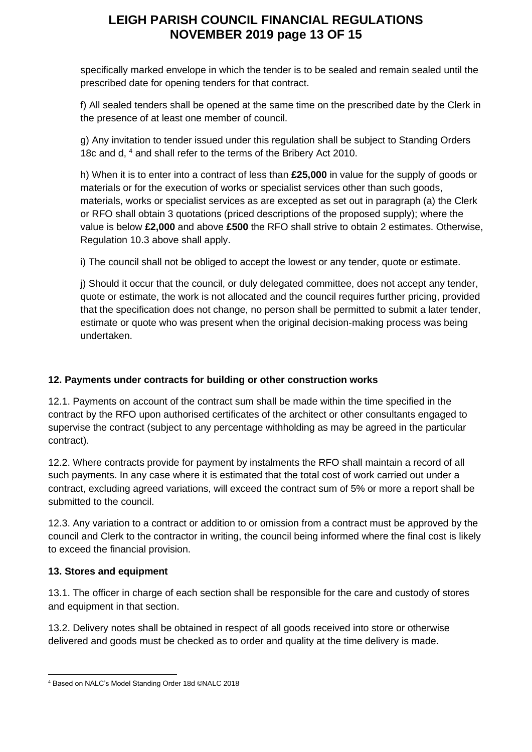specifically marked envelope in which the tender is to be sealed and remain sealed until the prescribed date for opening tenders for that contract.

f) All sealed tenders shall be opened at the same time on the prescribed date by the Clerk in the presence of at least one member of council.

g) Any invitation to tender issued under this regulation shall be subject to Standing Orders 18c and d, [4] and shall refer to the terms of the Bribery Act 2010.

h) When it is to enter into a contract of less than **£25,000** in value for the supply of goods or materials or for the execution of works or specialist services other than such goods, materials, works or specialist services as are excepted as set out in paragraph (a) the Clerk or RFO shall obtain 3 quotations (priced descriptions of the proposed supply); where the value is below **£2,000** and above **£500** the RFO shall strive to obtain 2 estimates. Otherwise, Regulation 10.3 above shall apply.

i) The council shall not be obliged to accept the lowest or any tender, quote or estimate.

j) Should it occur that the council, or duly delegated committee, does not accept any tender, quote or estimate, the work is not allocated and the council requires further pricing, provided that the specification does not change, no person shall be permitted to submit a later tender, estimate or quote who was present when the original decision-making process was being undertaken.

## 12. Payments under contracts for building or other construction works

12.1. Payments on account of the contract sum shall be made within the time specified in the contract by the RFO upon authorised certificates of the architect or other consultants engaged to supervise the contract (subject to any percentage withholding as may be agreed in the particular contract).

12.2. Where contracts provide for payment by instalments the RFO shall maintain a record of all such payments. In any case where it is estimated that the total cost of work carried out under a contract, excluding agreed variations, will exceed the contract sum of 5% or more a report shall be submitted to the council.

12.3. Any variation to a contract or addition to or omission from a contract must be approved by the council and Clerk to the contractor in writing, the council being informed where the final cost is likely to exceed the financial provision.

## 13. Stores and equipment

13.1. The officer in charge of each section shall be responsible for the care and custody of stores and equipment in that section.

13.2. Delivery notes shall be obtained in respect of all goods received into store or otherwise delivered and goods must be checked as to order and quality at the time delivery is made.

---

[4] Based on NALC's Model Standing Order 18d ©NALC 2018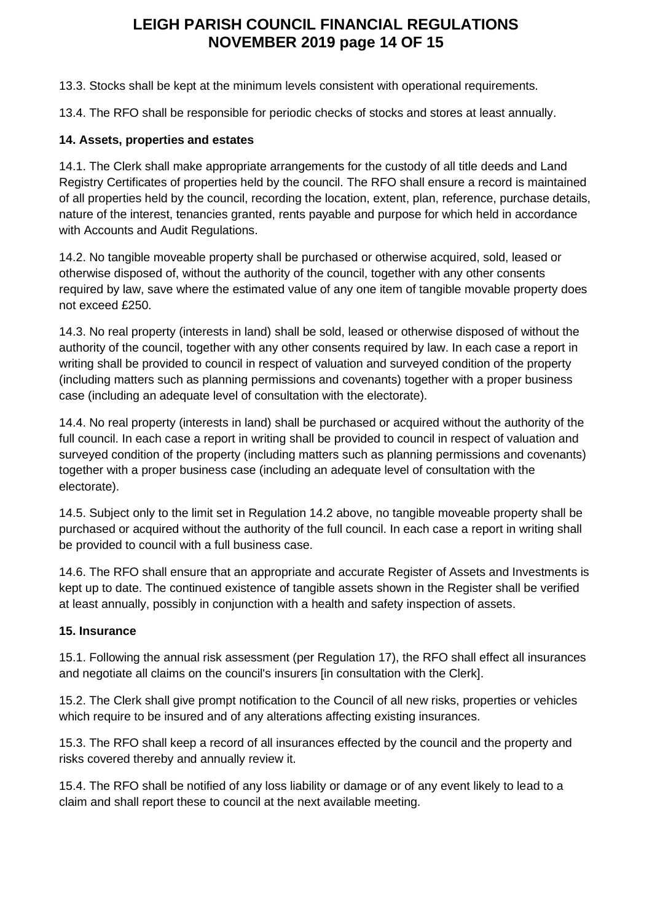13.3. Stocks shall be kept at the minimum levels consistent with operational requirements.

13.4. The RFO shall be responsible for periodic checks of stocks and stores at least annually.

**14. Assets, properties and estates**

14.1. The Clerk shall make appropriate arrangements for the custody of all title deeds and Land Registry Certificates of properties held by the council. The RFO shall ensure a record is maintained of all properties held by the council, recording the location, extent, plan, reference, purchase details, nature of the interest, tenancies granted, rents payable and purpose for which held in accordance with Accounts and Audit Regulations.

14.2. No tangible moveable property shall be purchased or otherwise acquired, sold, leased or otherwise disposed of, without the authority of the council, together with any other consents required by law, save where the estimated value of any one item of tangible movable property does not exceed £250.

14.3. No real property (interests in land) shall be sold, leased or otherwise disposed of without the authority of the council, together with any other consents required by law. In each case a report in writing shall be provided to council in respect of valuation and surveyed condition of the property (including matters such as planning permissions and covenants) together with a proper business case (including an adequate level of consultation with the electorate).

14.4. No real property (interests in land) shall be purchased or acquired without the authority of the full council. In each case a report in writing shall be provided to council in respect of valuation and surveyed condition of the property (including matters such as planning permissions and covenants) together with a proper business case (including an adequate level of consultation with the electorate).

14.5. Subject only to the limit set in Regulation 14.2 above, no tangible moveable property shall be purchased or acquired without the authority of the full council. In each case a report in writing shall be provided to council with a full business case.

14.6. The RFO shall ensure that an appropriate and accurate Register of Assets and Investments is kept up to date. The continued existence of tangible assets shown in the Register shall be verified at least annually, possibly in conjunction with a health and safety inspection of assets.

**15. Insurance**

15.1. Following the annual risk assessment (per Regulation 17), the RFO shall effect all insurances and negotiate all claims on the council's insurers [in consultation with the Clerk].

15.2. The Clerk shall give prompt notification to the Council of all new risks, properties or vehicles which require to be insured and of any alterations affecting existing insurances.

15.3. The RFO shall keep a record of all insurances effected by the council and the property and risks covered thereby and annually review it.

15.4. The RFO shall be notified of any loss liability or damage or of any event likely to lead to a claim and shall report these to council at the next available meeting.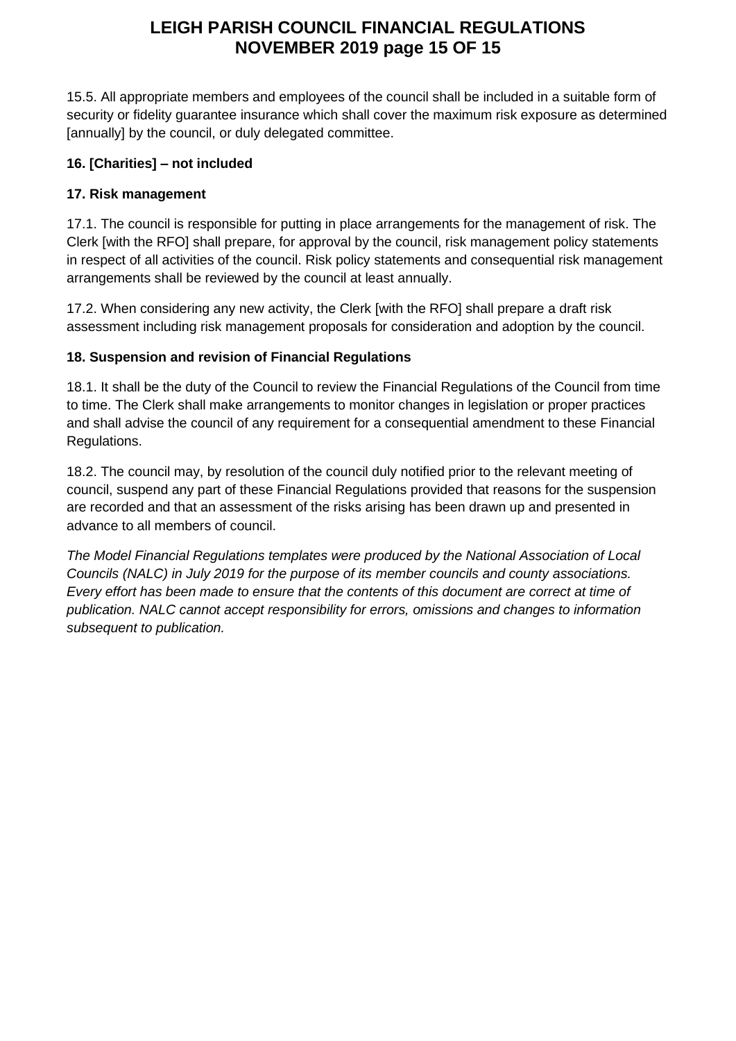15.5. All appropriate members and employees of the council shall be included in a suitable form of security or fidelity guarantee insurance which shall cover the maximum risk exposure as determined [annually] by the council, or duly delegated committee.

**16. [Charities] – not included**

**17. Risk management**

17.1. The council is responsible for putting in place arrangements for the management of risk. The Clerk [with the RFO] shall prepare, for approval by the council, risk management policy statements in respect of all activities of the council. Risk policy statements and consequential risk management arrangements shall be reviewed by the council at least annually.

17.2. When considering any new activity, the Clerk [with the RFO] shall prepare a draft risk assessment including risk management proposals for consideration and adoption by the council.

**18. Suspension and revision of Financial Regulations**

18.1. It shall be the duty of the Council to review the Financial Regulations of the Council from time to time. The Clerk shall make arrangements to monitor changes in legislation or proper practices and shall advise the council of any requirement for a consequential amendment to these Financial Regulations.

18.2. The council may, by resolution of the council duly notified prior to the relevant meeting of council, suspend any part of these Financial Regulations provided that reasons for the suspension are recorded and that an assessment of the risks arising has been drawn up and presented in advance to all members of council.

*The Model Financial Regulations templates were produced by the National Association of Local Councils (NALC) in July 2019 for the purpose of its member councils and county associations. Every effort has been made to ensure that the contents of this document are correct at time of publication. NALC cannot accept responsibility for errors, omissions and changes to information subsequent to publication.*